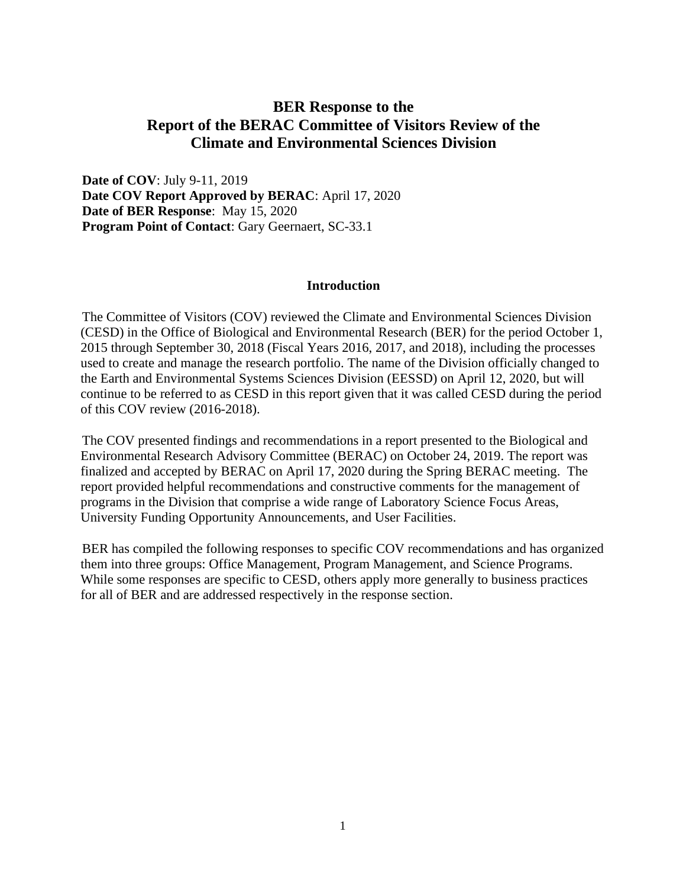# BER Response to the Report of the BERAC Committee of Visitors Review of the Climate and Environmental Sciences Division

**Date of COV**: July 9-11, 2019
**Date COV Report Approved by BERAC**: April 17, 2020
**Date of BER Response**: May 15, 2020
**Program Point of Contact**: Gary Geernaert, SC-33.1

## Introduction

The Committee of Visitors (COV) reviewed the Climate and Environmental Sciences Division (CESD) in the Office of Biological and Environmental Research (BER) for the period October 1, 2015 through September 30, 2018 (Fiscal Years 2016, 2017, and 2018), including the processes used to create and manage the research portfolio. The name of the Division officially changed to the Earth and Environmental Systems Sciences Division (EESSD) on April 12, 2020, but will continue to be referred to as CESD in this report given that it was called CESD during the period of this COV review (2016-2018).

The COV presented findings and recommendations in a report presented to the Biological and Environmental Research Advisory Committee (BERAC) on October 24, 2019. The report was finalized and accepted by BERAC on April 17, 2020 during the Spring BERAC meeting. The report provided helpful recommendations and constructive comments for the management of programs in the Division that comprise a wide range of Laboratory Science Focus Areas, University Funding Opportunity Announcements, and User Facilities.

BER has compiled the following responses to specific COV recommendations and has organized them into three groups: Office Management, Program Management, and Science Programs. While some responses are specific to CESD, others apply more generally to business practices for all of BER and are addressed respectively in the response section.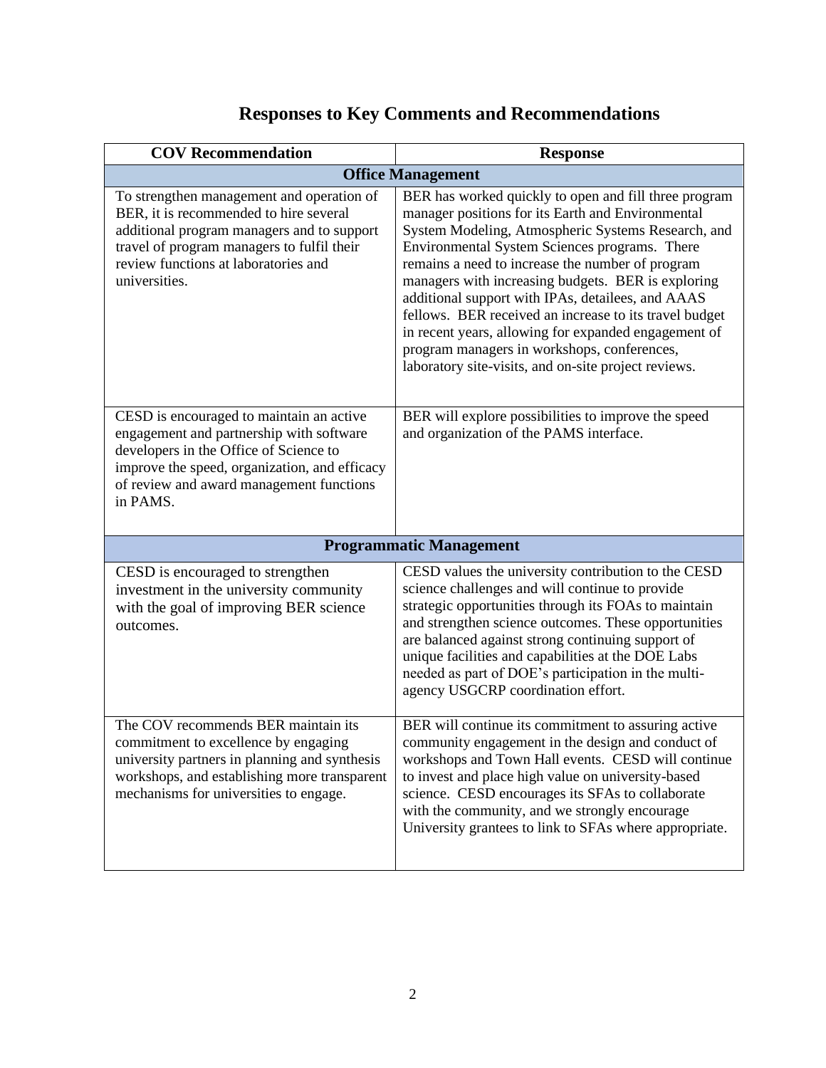# Responses to Key Comments and Recommendations

| COV Recommendation | Response |
|---|---|
| **Office Management** | |
| To strengthen management and operation of BER, it is recommended to hire several additional program managers and to support travel of program managers to fulfil their review functions at laboratories and universities. | BER has worked quickly to open and fill three program manager positions for its Earth and Environmental System Modeling, Atmospheric Systems Research, and Environmental System Sciences programs. There remains a need to increase the number of program managers with increasing budgets. BER is exploring additional support with IPAs, detailees, and AAAS fellows. BER received an increase to its travel budget in recent years, allowing for expanded engagement of program managers in workshops, conferences, laboratory site-visits, and on-site project reviews. |
| CESD is encouraged to maintain an active engagement and partnership with software developers in the Office of Science to improve the speed, organization, and efficacy of review and award management functions in PAMS. | BER will explore possibilities to improve the speed and organization of the PAMS interface. |
| **Programmatic Management** | |
| CESD is encouraged to strengthen investment in the university community with the goal of improving BER science outcomes. | CESD values the university contribution to the CESD science challenges and will continue to provide strategic opportunities through its FOAs to maintain and strengthen science outcomes. These opportunities are balanced against strong continuing support of unique facilities and capabilities at the DOE Labs needed as part of DOE's participation in the multi-agency USGCRP coordination effort. |
| The COV recommends BER maintain its commitment to excellence by engaging university partners in planning and synthesis workshops, and establishing more transparent mechanisms for universities to engage. | BER will continue its commitment to assuring active community engagement in the design and conduct of workshops and Town Hall events. CESD will continue to invest and place high value on university-based science. CESD encourages its SFAs to collaborate with the community, and we strongly encourage University grantees to link to SFAs where appropriate. |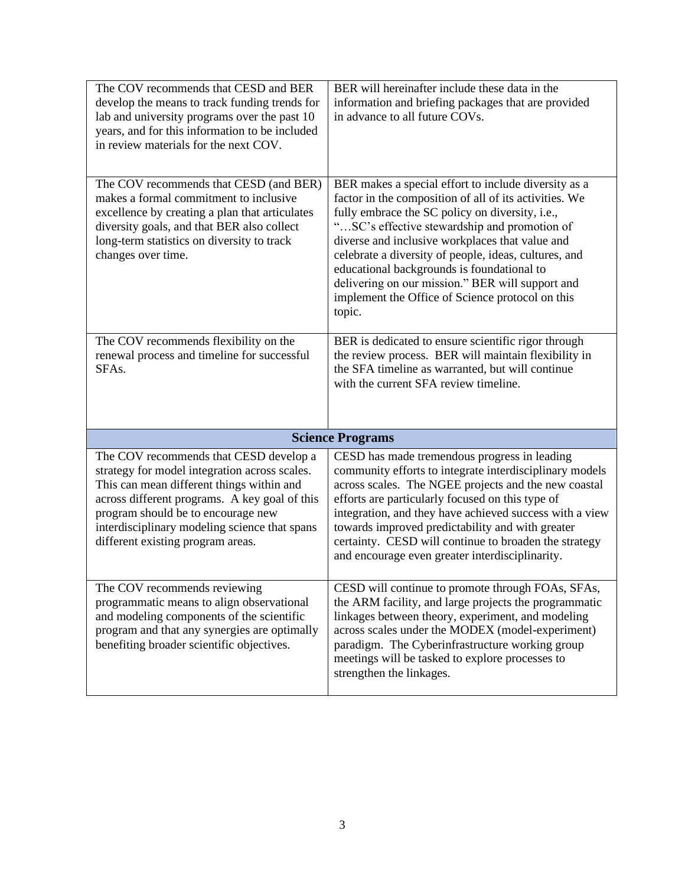| | |
|---|---|
| The COV recommends that CESD and BER develop the means to track funding trends for lab and university programs over the past 10 years, and for this information to be included in review materials for the next COV. | BER will hereinafter include these data in the information and briefing packages that are provided in advance to all future COVs. |
| The COV recommends that CESD (and BER) makes a formal commitment to inclusive excellence by creating a plan that articulates diversity goals, and that BER also collect long-term statistics on diversity to track changes over time. | BER makes a special effort to include diversity as a factor in the composition of all of its activities. We fully embrace the SC policy on diversity, i.e., "…SC's effective stewardship and promotion of diverse and inclusive workplaces that value and celebrate a diversity of people, ideas, cultures, and educational backgrounds is foundational to delivering on our mission." BER will support and implement the Office of Science protocol on this topic. |
| The COV recommends flexibility on the renewal process and timeline for successful SFAs. | BER is dedicated to ensure scientific rigor through the review process. BER will maintain flexibility in the SFA timeline as warranted, but will continue with the current SFA review timeline. |
| **Science Programs** | |
| The COV recommends that CESD develop a strategy for model integration across scales. This can mean different things within and across different programs. A key goal of this program should be to encourage new interdisciplinary modeling science that spans different existing program areas. | CESD has made tremendous progress in leading community efforts to integrate interdisciplinary models across scales. The NGEE projects and the new coastal efforts are particularly focused on this type of integration, and they have achieved success with a view towards improved predictability and with greater certainty. CESD will continue to broaden the strategy and encourage even greater interdisciplinarity. |
| The COV recommends reviewing programmatic means to align observational and modeling components of the scientific program and that any synergies are optimally benefiting broader scientific objectives. | CESD will continue to promote through FOAs, SFAs, the ARM facility, and large projects the programmatic linkages between theory, experiment, and modeling across scales under the MODEX (model-experiment) paradigm. The Cyberinfrastructure working group meetings will be tasked to explore processes to strengthen the linkages. |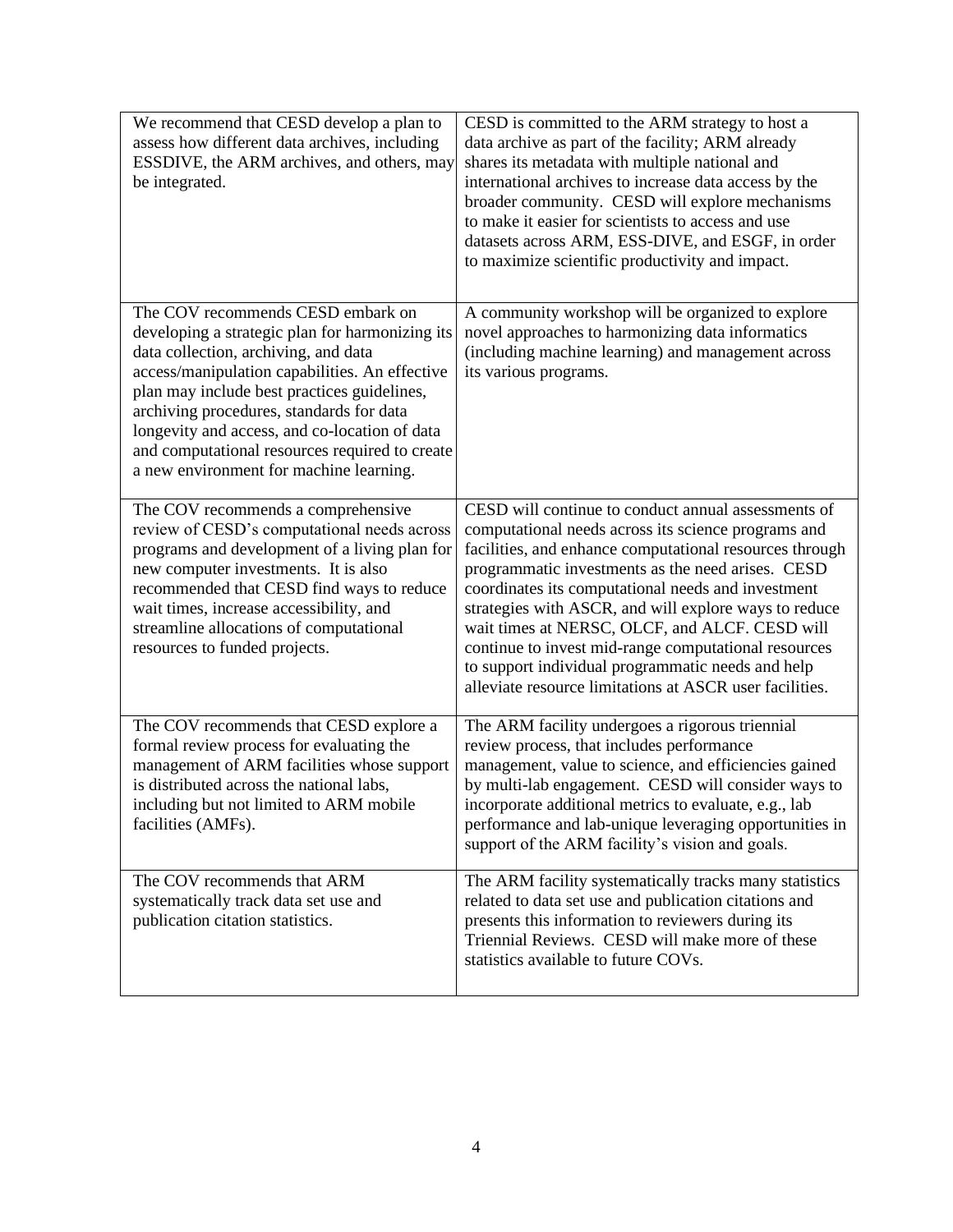| | |
|---|---|
| We recommend that CESD develop a plan to assess how different data archives, including ESSDIVE, the ARM archives, and others, may be integrated. | CESD is committed to the ARM strategy to host a data archive as part of the facility; ARM already shares its metadata with multiple national and international archives to increase data access by the broader community. CESD will explore mechanisms to make it easier for scientists to access and use datasets across ARM, ESS-DIVE, and ESGF, in order to maximize scientific productivity and impact. |
| The COV recommends CESD embark on developing a strategic plan for harmonizing its data collection, archiving, and data access/manipulation capabilities. An effective plan may include best practices guidelines, archiving procedures, standards for data longevity and access, and co-location of data and computational resources required to create a new environment for machine learning. | A community workshop will be organized to explore novel approaches to harmonizing data informatics (including machine learning) and management across its various programs. |
| The COV recommends a comprehensive review of CESD's computational needs across programs and development of a living plan for new computer investments. It is also recommended that CESD find ways to reduce wait times, increase accessibility, and streamline allocations of computational resources to funded projects. | CESD will continue to conduct annual assessments of computational needs across its science programs and facilities, and enhance computational resources through programmatic investments as the need arises. CESD coordinates its computational needs and investment strategies with ASCR, and will explore ways to reduce wait times at NERSC, OLCF, and ALCF. CESD will continue to invest mid-range computational resources to support individual programmatic needs and help alleviate resource limitations at ASCR user facilities. |
| The COV recommends that CESD explore a formal review process for evaluating the management of ARM facilities whose support is distributed across the national labs, including but not limited to ARM mobile facilities (AMFs). | The ARM facility undergoes a rigorous triennial review process, that includes performance management, value to science, and efficiencies gained by multi-lab engagement. CESD will consider ways to incorporate additional metrics to evaluate, e.g., lab performance and lab-unique leveraging opportunities in support of the ARM facility's vision and goals. |
| The COV recommends that ARM systematically track data set use and publication citation statistics. | The ARM facility systematically tracks many statistics related to data set use and publication citations and presents this information to reviewers during its Triennial Reviews. CESD will make more of these statistics available to future COVs. |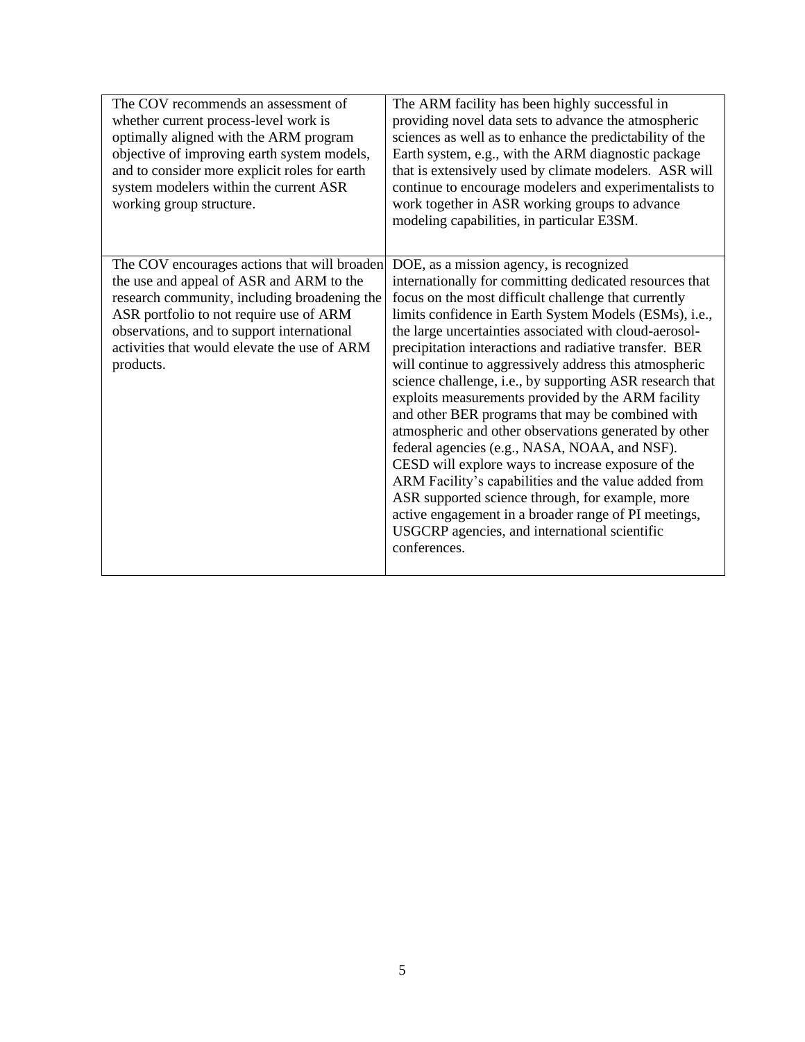| | |
|---|---|
| The COV recommends an assessment of whether current process-level work is optimally aligned with the ARM program objective of improving earth system models, and to consider more explicit roles for earth system modelers within the current ASR working group structure. | The ARM facility has been highly successful in providing novel data sets to advance the atmospheric sciences as well as to enhance the predictability of the Earth system, e.g., with the ARM diagnostic package that is extensively used by climate modelers. ASR will continue to encourage modelers and experimentalists to work together in ASR working groups to advance modeling capabilities, in particular E3SM. |
| The COV encourages actions that will broaden the use and appeal of ASR and ARM to the research community, including broadening the ASR portfolio to not require use of ARM observations, and to support international activities that would elevate the use of ARM products. | DOE, as a mission agency, is recognized internationally for committing dedicated resources that focus on the most difficult challenge that currently limits confidence in Earth System Models (ESMs), i.e., the large uncertainties associated with cloud-aerosol-precipitation interactions and radiative transfer. BER will continue to aggressively address this atmospheric science challenge, i.e., by supporting ASR research that exploits measurements provided by the ARM facility and other BER programs that may be combined with atmospheric and other observations generated by other federal agencies (e.g., NASA, NOAA, and NSF). CESD will explore ways to increase exposure of the ARM Facility's capabilities and the value added from ASR supported science through, for example, more active engagement in a broader range of PI meetings, USGCRP agencies, and international scientific conferences. |